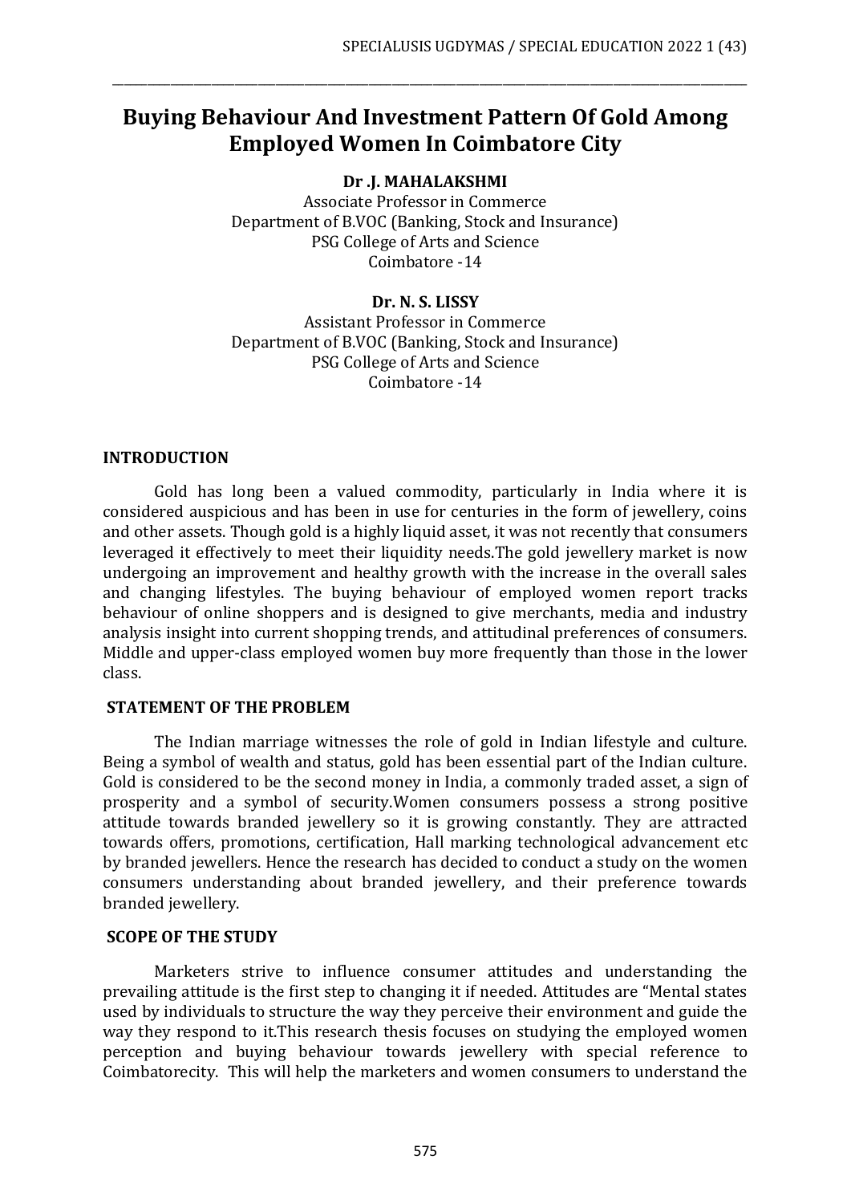# Buying Behaviour And Investment Pattern Of Gold Among Employed Women In Coimbatore City

**Dr .J. MAHALAKSHMI**
Associate Professor in Commerce
Department of B.VOC (Banking, Stock and Insurance)
PSG College of Arts and Science
Coimbatore -14

**Dr. N. S. LISSY**
Assistant Professor in Commerce
Department of B.VOC (Banking, Stock and Insurance)
PSG College of Arts and Science
Coimbatore -14

## INTRODUCTION

Gold has long been a valued commodity, particularly in India where it is considered auspicious and has been in use for centuries in the form of jewellery, coins and other assets. Though gold is a highly liquid asset, it was not recently that consumers leveraged it effectively to meet their liquidity needs.The gold jewellery market is now undergoing an improvement and healthy growth with the increase in the overall sales and changing lifestyles. The buying behaviour of employed women report tracks behaviour of online shoppers and is designed to give merchants, media and industry analysis insight into current shopping trends, and attitudinal preferences of consumers. Middle and upper-class employed women buy more frequently than those in the lower class.

## STATEMENT OF THE PROBLEM

The Indian marriage witnesses the role of gold in Indian lifestyle and culture. Being a symbol of wealth and status, gold has been essential part of the Indian culture. Gold is considered to be the second money in India, a commonly traded asset, a sign of prosperity and a symbol of security.Women consumers possess a strong positive attitude towards branded jewellery so it is growing constantly. They are attracted towards offers, promotions, certification, Hall marking technological advancement etc by branded jewellers. Hence the research has decided to conduct a study on the women consumers understanding about branded jewellery, and their preference towards branded jewellery.

## SCOPE OF THE STUDY

Marketers strive to influence consumer attitudes and understanding the prevailing attitude is the first step to changing it if needed. Attitudes are "Mental states used by individuals to structure the way they perceive their environment and guide the way they respond to it.This research thesis focuses on studying the employed women perception and buying behaviour towards jewellery with special reference to Coimbatorecity. This will help the marketers and women consumers to understand the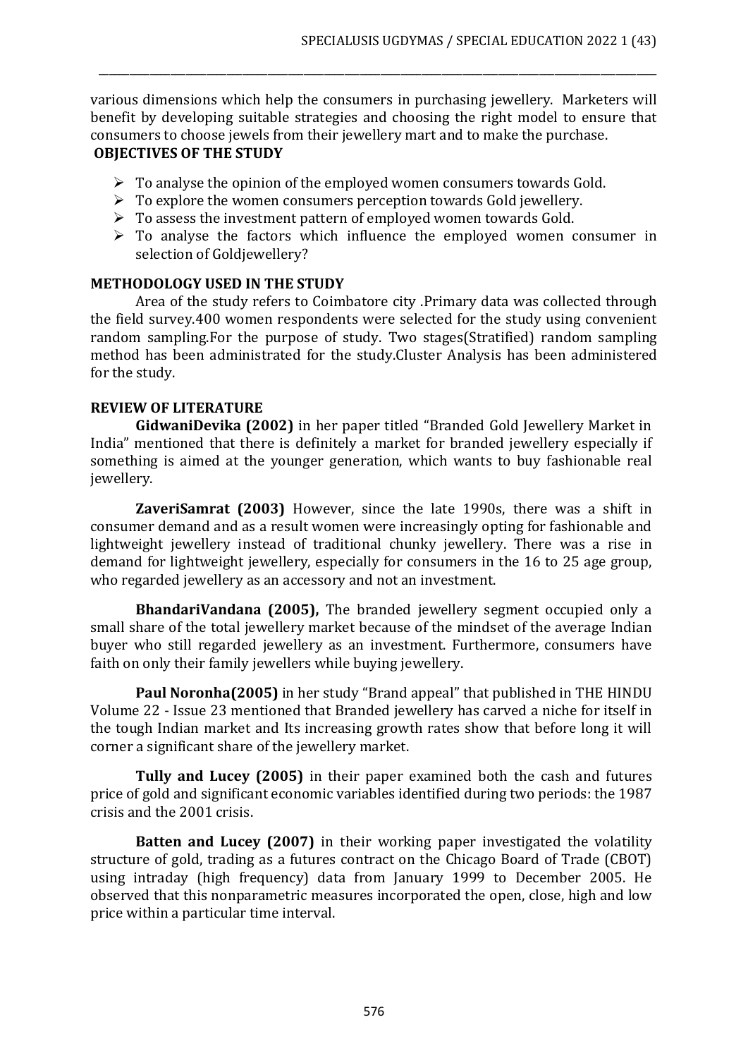various dimensions which help the consumers in purchasing jewellery. Marketers will benefit by developing suitable strategies and choosing the right model to ensure that consumers to choose jewels from their jewellery mart and to make the purchase.

## OBJECTIVES OF THE STUDY

- To analyse the opinion of the employed women consumers towards Gold.
- To explore the women consumers perception towards Gold jewellery.
- To assess the investment pattern of employed women towards Gold.
- To analyse the factors which influence the employed women consumer in selection of Goldjewellery?

## METHODOLOGY USED IN THE STUDY

Area of the study refers to Coimbatore city .Primary data was collected through the field survey.400 women respondents were selected for the study using convenient random sampling.For the purpose of study. Two stages(Stratified) random sampling method has been administrated for the study.Cluster Analysis has been administered for the study.

## REVIEW OF LITERATURE

**GidwaniDevika (2002)** in her paper titled "Branded Gold Jewellery Market in India" mentioned that there is definitely a market for branded jewellery especially if something is aimed at the younger generation, which wants to buy fashionable real jewellery.

**ZaveriSamrat (2003)** However, since the late 1990s, there was a shift in consumer demand and as a result women were increasingly opting for fashionable and lightweight jewellery instead of traditional chunky jewellery. There was a rise in demand for lightweight jewellery, especially for consumers in the 16 to 25 age group, who regarded jewellery as an accessory and not an investment.

**BhandariVandana (2005),** The branded jewellery segment occupied only a small share of the total jewellery market because of the mindset of the average Indian buyer who still regarded jewellery as an investment. Furthermore, consumers have faith on only their family jewellers while buying jewellery.

**Paul Noronha(2005)** in her study "Brand appeal" that published in THE HINDU Volume 22 - Issue 23 mentioned that Branded jewellery has carved a niche for itself in the tough Indian market and Its increasing growth rates show that before long it will corner a significant share of the jewellery market.

**Tully and Lucey (2005)** in their paper examined both the cash and futures price of gold and significant economic variables identified during two periods: the 1987 crisis and the 2001 crisis.

**Batten and Lucey (2007)** in their working paper investigated the volatility structure of gold, trading as a futures contract on the Chicago Board of Trade (CBOT) using intraday (high frequency) data from January 1999 to December 2005. He observed that this nonparametric measures incorporated the open, close, high and low price within a particular time interval.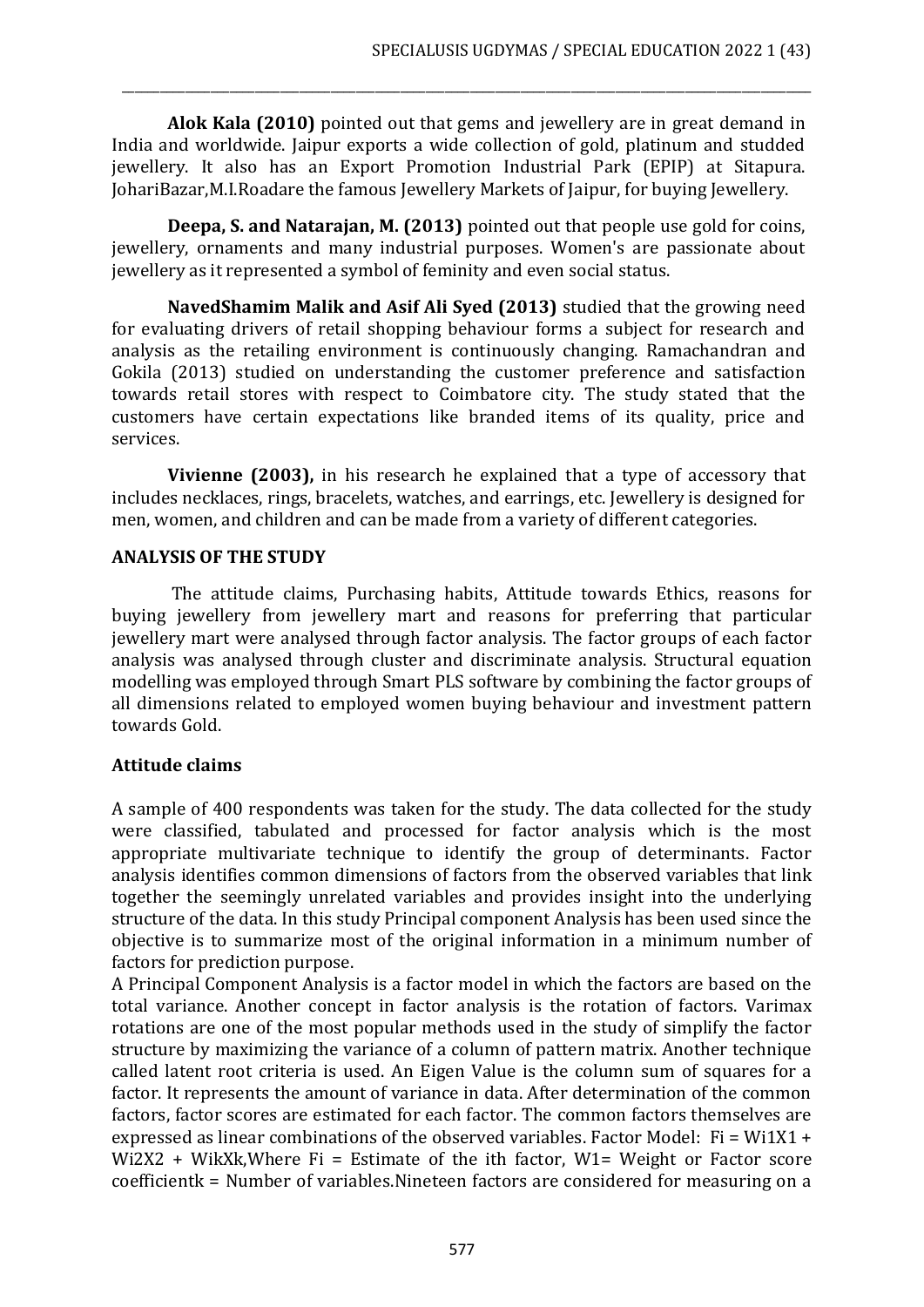**Alok Kala (2010)** pointed out that gems and jewellery are in great demand in India and worldwide. Jaipur exports a wide collection of gold, platinum and studded jewellery. It also has an Export Promotion Industrial Park (EPIP) at Sitapura. JohariBazar,M.I.Roadare the famous Jewellery Markets of Jaipur, for buying Jewellery.

**Deepa, S. and Natarajan, M. (2013)** pointed out that people use gold for coins, jewellery, ornaments and many industrial purposes. Women's are passionate about jewellery as it represented a symbol of feminity and even social status.

**NavedShamim Malik and Asif Ali Syed (2013)** studied that the growing need for evaluating drivers of retail shopping behaviour forms a subject for research and analysis as the retailing environment is continuously changing. Ramachandran and Gokila (2013) studied on understanding the customer preference and satisfaction towards retail stores with respect to Coimbatore city. The study stated that the customers have certain expectations like branded items of its quality, price and services.

**Vivienne (2003),** in his research he explained that a type of accessory that includes necklaces, rings, bracelets, watches, and earrings, etc. Jewellery is designed for men, women, and children and can be made from a variety of different categories.

## ANALYSIS OF THE STUDY

The attitude claims, Purchasing habits, Attitude towards Ethics, reasons for buying jewellery from jewellery mart and reasons for preferring that particular jewellery mart were analysed through factor analysis. The factor groups of each factor analysis was analysed through cluster and discriminate analysis. Structural equation modelling was employed through Smart PLS software by combining the factor groups of all dimensions related to employed women buying behaviour and investment pattern towards Gold.

### Attitude claims

A sample of 400 respondents was taken for the study. The data collected for the study were classified, tabulated and processed for factor analysis which is the most appropriate multivariate technique to identify the group of determinants. Factor analysis identifies common dimensions of factors from the observed variables that link together the seemingly unrelated variables and provides insight into the underlying structure of the data. In this study Principal component Analysis has been used since the objective is to summarize most of the original information in a minimum number of factors for prediction purpose.

A Principal Component Analysis is a factor model in which the factors are based on the total variance. Another concept in factor analysis is the rotation of factors. Varimax rotations are one of the most popular methods used in the study of simplify the factor structure by maximizing the variance of a column of pattern matrix. Another technique called latent root criteria is used. An Eigen Value is the column sum of squares for a factor. It represents the amount of variance in data. After determination of the common factors, factor scores are estimated for each factor. The common factors themselves are expressed as linear combinations of the observed variables. Factor Model: $F_i = W_{i1}X_1 + W_{i2}X_2 + W_{ik}X_k$,Where $F_i$ = Estimate of the ith factor, $W_1$= Weight or Factor score coefficientk = Number of variables.Nineteen factors are considered for measuring on a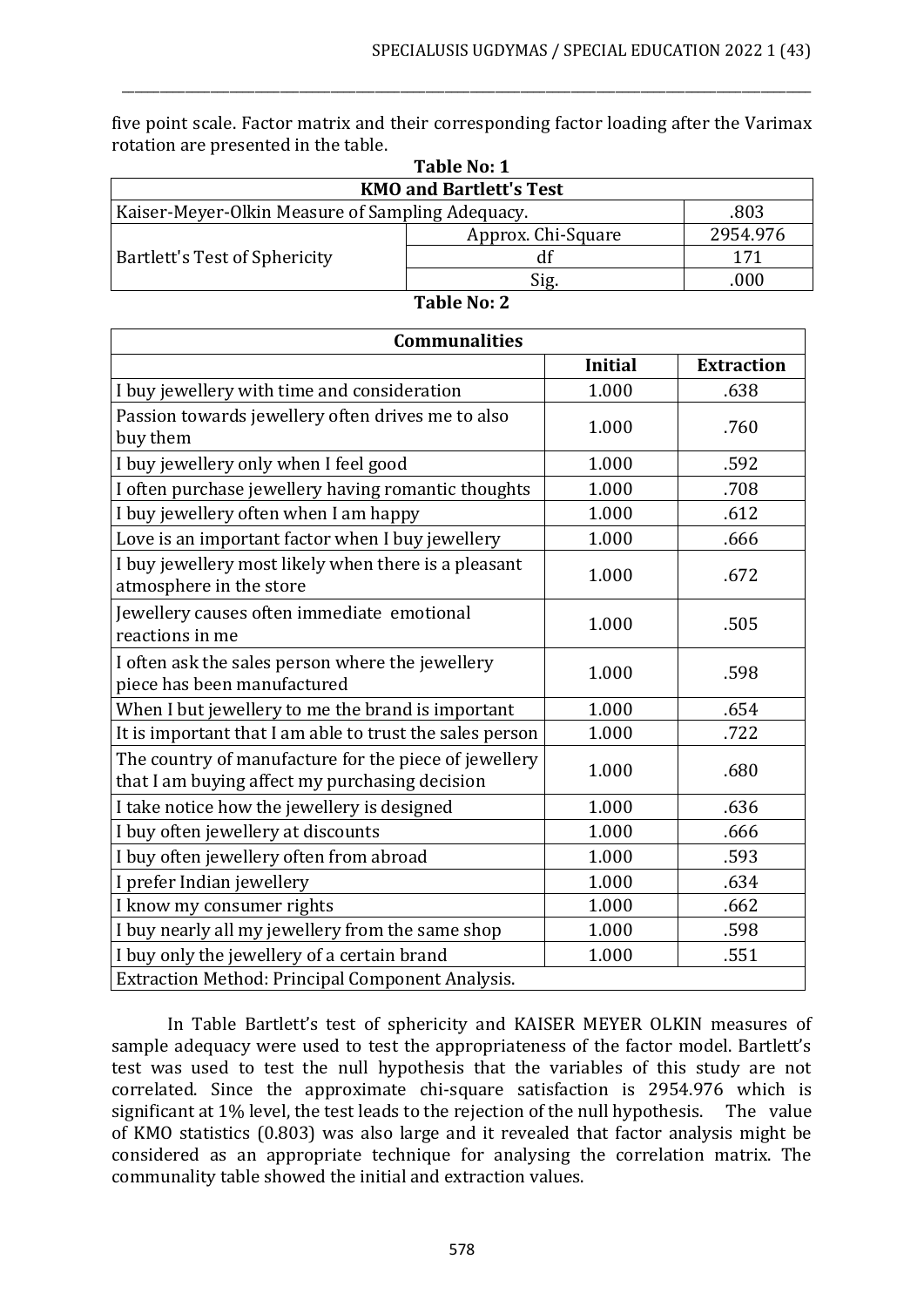five point scale. Factor matrix and their corresponding factor loading after the Varimax rotation are presented in the table.

**Table No: 1**

| KMO and Bartlett's Test | | |
|---|---|---|
| Kaiser-Meyer-Olkin Measure of Sampling Adequacy. | | .803 |
| Bartlett's Test of Sphericity | Approx. Chi-Square | 2954.976 |
| | df | 171 |
| | Sig. | .000 |

**Table No: 2**

| Communalities | | |
|---|---|---|
| | **Initial** | **Extraction** |
| I buy jewellery with time and consideration | 1.000 | .638 |
| Passion towards jewellery often drives me to also buy them | 1.000 | .760 |
| I buy jewellery only when I feel good | 1.000 | .592 |
| I often purchase jewellery having romantic thoughts | 1.000 | .708 |
| I buy jewellery often when I am happy | 1.000 | .612 |
| Love is an important factor when I buy jewellery | 1.000 | .666 |
| I buy jewellery most likely when there is a pleasant atmosphere in the store | 1.000 | .672 |
| Jewellery causes often immediate emotional reactions in me | 1.000 | .505 |
| I often ask the sales person where the jewellery piece has been manufactured | 1.000 | .598 |
| When I but jewellery to me the brand is important | 1.000 | .654 |
| It is important that I am able to trust the sales person | 1.000 | .722 |
| The country of manufacture for the piece of jewellery that I am buying affect my purchasing decision | 1.000 | .680 |
| I take notice how the jewellery is designed | 1.000 | .636 |
| I buy often jewellery at discounts | 1.000 | .666 |
| I buy often jewellery often from abroad | 1.000 | .593 |
| I prefer Indian jewellery | 1.000 | .634 |
| I know my consumer rights | 1.000 | .662 |
| I buy nearly all my jewellery from the same shop | 1.000 | .598 |
| I buy only the jewellery of a certain brand | 1.000 | .551 |
| Extraction Method: Principal Component Analysis. | | |

In Table Bartlett's test of sphericity and KAISER MEYER OLKIN measures of sample adequacy were used to test the appropriateness of the factor model. Bartlett's test was used to test the null hypothesis that the variables of this study are not correlated. Since the approximate chi-square satisfaction is 2954.976 which is significant at 1% level, the test leads to the rejection of the null hypothesis. The value of KMO statistics (0.803) was also large and it revealed that factor analysis might be considered as an appropriate technique for analysing the correlation matrix. The communality table showed the initial and extraction values.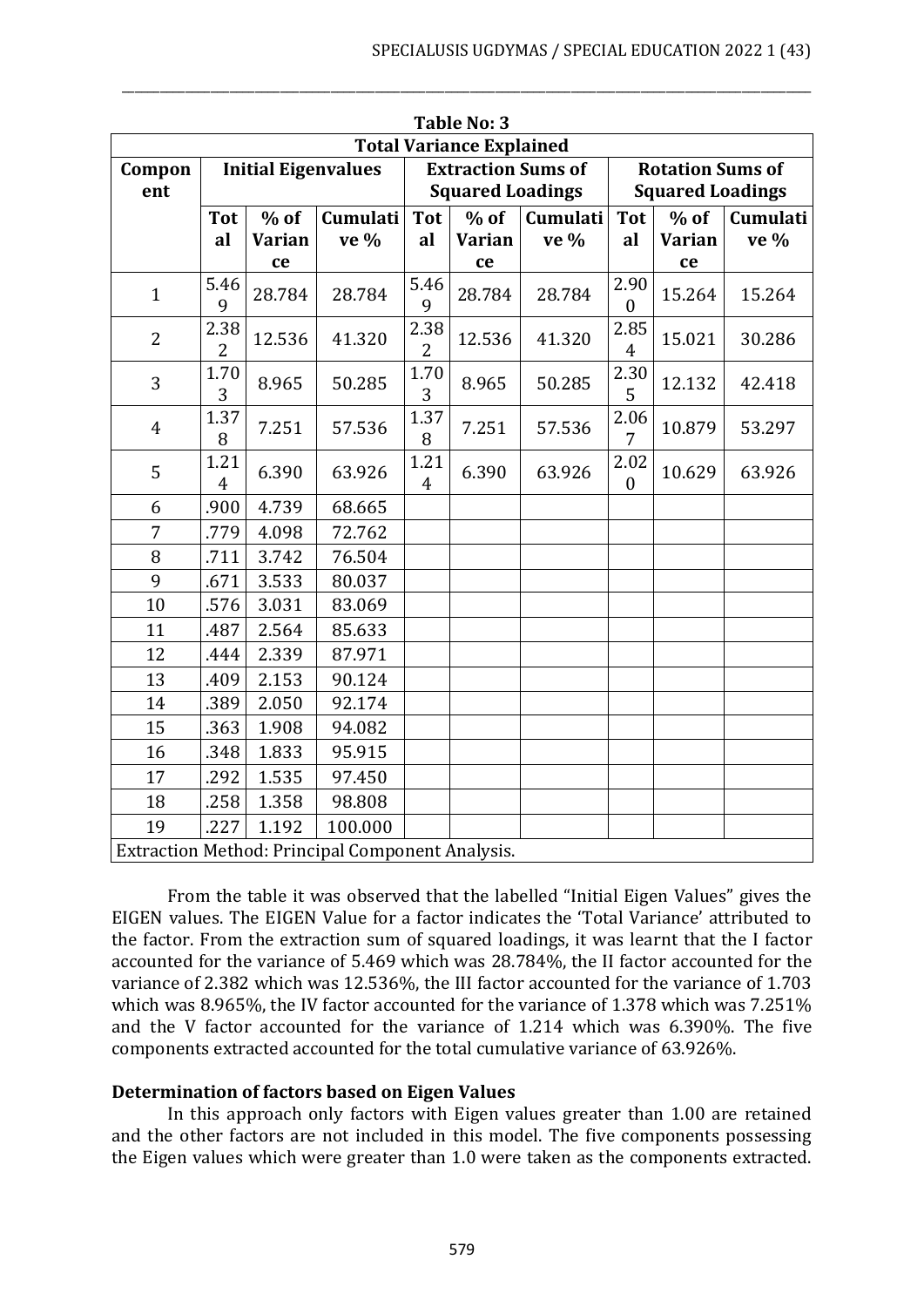**Table No: 3**

| Total Variance Explained | | | | | | | | | |
|---|---|---|---|---|---|---|---|---|---|
| Component | Initial Eigenvalues | | | Extraction Sums of Squared Loadings | | | Rotation Sums of Squared Loadings | | |
| | Total | % of Variance | Cumulative % | Total | % of Variance | Cumulative % | Total | % of Variance | Cumulative % |
| 1 | 5.469 | 28.784 | 28.784 | 5.469 | 28.784 | 28.784 | 2.900 | 15.264 | 15.264 |
| 2 | 2.382 | 12.536 | 41.320 | 2.382 | 12.536 | 41.320 | 2.854 | 15.021 | 30.286 |
| 3 | 1.703 | 8.965 | 50.285 | 1.703 | 8.965 | 50.285 | 2.305 | 12.132 | 42.418 |
| 4 | 1.378 | 7.251 | 57.536 | 1.378 | 7.251 | 57.536 | 2.067 | 10.879 | 53.297 |
| 5 | 1.214 | 6.390 | 63.926 | 1.214 | 6.390 | 63.926 | 2.020 | 10.629 | 63.926 |
| 6 | .900 | 4.739 | 68.665 | | | | | | |
| 7 | .779 | 4.098 | 72.762 | | | | | | |
| 8 | .711 | 3.742 | 76.504 | | | | | | |
| 9 | .671 | 3.533 | 80.037 | | | | | | |
| 10 | .576 | 3.031 | 83.069 | | | | | | |
| 11 | .487 | 2.564 | 85.633 | | | | | | |
| 12 | .444 | 2.339 | 87.971 | | | | | | |
| 13 | .409 | 2.153 | 90.124 | | | | | | |
| 14 | .389 | 2.050 | 92.174 | | | | | | |
| 15 | .363 | 1.908 | 94.082 | | | | | | |
| 16 | .348 | 1.833 | 95.915 | | | | | | |
| 17 | .292 | 1.535 | 97.450 | | | | | | |
| 18 | .258 | 1.358 | 98.808 | | | | | | |
| 19 | .227 | 1.192 | 100.000 | | | | | | |

Extraction Method: Principal Component Analysis.

From the table it was observed that the labelled "Initial Eigen Values" gives the EIGEN values. The EIGEN Value for a factor indicates the 'Total Variance' attributed to the factor. From the extraction sum of squared loadings, it was learnt that the I factor accounted for the variance of 5.469 which was 28.784%, the II factor accounted for the variance of 2.382 which was 12.536%, the III factor accounted for the variance of 1.703 which was 8.965%, the IV factor accounted for the variance of 1.378 which was 7.251% and the V factor accounted for the variance of 1.214 which was 6.390%. The five components extracted accounted for the total cumulative variance of 63.926%.

**Determination of factors based on Eigen Values**

In this approach only factors with Eigen values greater than 1.00 are retained and the other factors are not included in this model. The five components possessing the Eigen values which were greater than 1.0 were taken as the components extracted.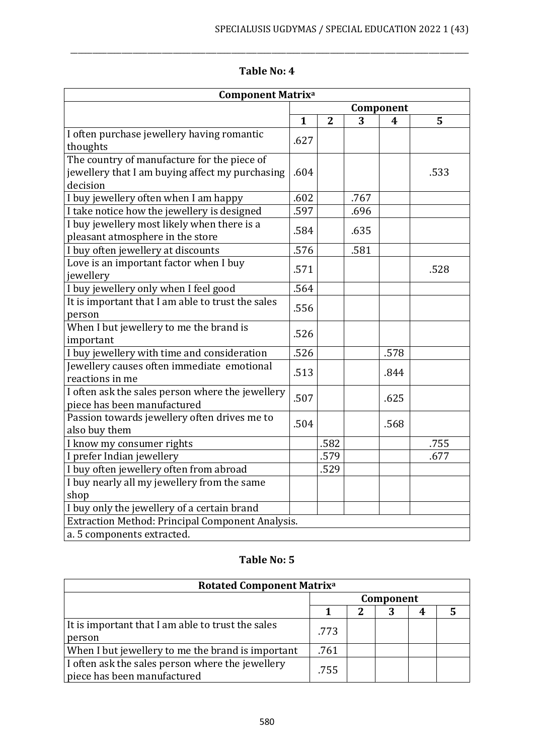## Table No: 4

| Component Matrix[a] | | | | | |
|---|---|---|---|---|---|
| | Component | | | | |
| | 1 | 2 | 3 | 4 | 5 |
| I often purchase jewellery having romantic thoughts | .627 | | | | |
| The country of manufacture for the piece of jewellery that I am buying affect my purchasing decision | .604 | | | | .533 |
| I buy jewellery often when I am happy | .602 | | .767 | | |
| I take notice how the jewellery is designed | .597 | | .696 | | |
| I buy jewellery most likely when there is a pleasant atmosphere in the store | .584 | | .635 | | |
| I buy often jewellery at discounts | .576 | | .581 | | |
| Love is an important factor when I buy jewellery | .571 | | | | .528 |
| I buy jewellery only when I feel good | .564 | | | | |
| It is important that I am able to trust the sales person | .556 | | | | |
| When I but jewellery to me the brand is important | .526 | | | | |
| I buy jewellery with time and consideration | .526 | | | .578 | |
| Jewellery causes often immediate emotional reactions in me | .513 | | | .844 | |
| I often ask the sales person where the jewellery piece has been manufactured | .507 | | | .625 | |
| Passion towards jewellery often drives me to also buy them | .504 | | | .568 | |
| I know my consumer rights | | .582 | | | .755 |
| I prefer Indian jewellery | | .579 | | | .677 |
| I buy often jewellery often from abroad | | .529 | | | |
| I buy nearly all my jewellery from the same shop | | | | | |
| I buy only the jewellery of a certain brand | | | | | |
| Extraction Method: Principal Component Analysis. | | | | | |
| a. 5 components extracted. | | | | | |

## Table No: 5

| Rotated Component Matrix[a] | | | | | |
|---|---|---|---|---|---|
| | Component | | | | |
| | 1 | 2 | 3 | 4 | 5 |
| It is important that I am able to trust the sales person | .773 | | | | |
| When I but jewellery to me the brand is important | .761 | | | | |
| I often ask the sales person where the jewellery piece has been manufactured | .755 | | | | |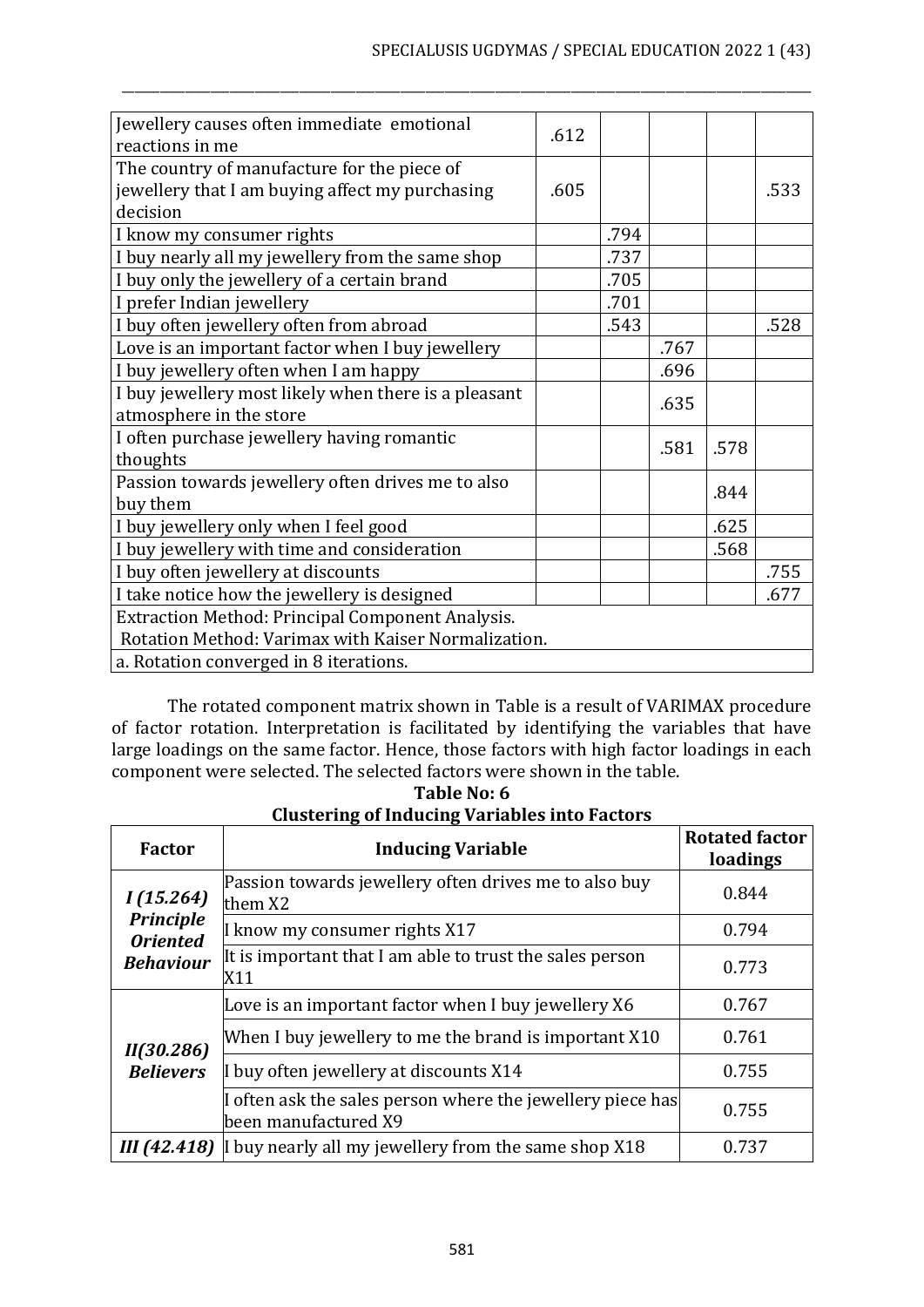| | | | | | |
|---|---|---|---|---|---|
| Jewellery causes often immediate emotional reactions in me | .612 | | | | |
| The country of manufacture for the piece of jewellery that I am buying affect my purchasing decision | .605 | | | | .533 |
| I know my consumer rights | | .794 | | | |
| I buy nearly all my jewellery from the same shop | | .737 | | | |
| I buy only the jewellery of a certain brand | | .705 | | | |
| I prefer Indian jewellery | | .701 | | | |
| I buy often jewellery often from abroad | | .543 | | | .528 |
| Love is an important factor when I buy jewellery | | | .767 | | |
| I buy jewellery often when I am happy | | | .696 | | |
| I buy jewellery most likely when there is a pleasant atmosphere in the store | | | .635 | | |
| I often purchase jewellery having romantic thoughts | | | .581 | .578 | |
| Passion towards jewellery often drives me to also buy them | | | | .844 | |
| I buy jewellery only when I feel good | | | | .625 | |
| I buy jewellery with time and consideration | | | | .568 | |
| I buy often jewellery at discounts | | | | | .755 |
| I take notice how the jewellery is designed | | | | | .677 |
| Extraction Method: Principal Component Analysis. Rotation Method: Varimax with Kaiser Normalization. | | | | | |
| a. Rotation converged in 8 iterations. | | | | | |

The rotated component matrix shown in Table is a result of VARIMAX procedure of factor rotation. Interpretation is facilitated by identifying the variables that have large loadings on the same factor. Hence, those factors with high factor loadings in each component were selected. The selected factors were shown in the table.

**Table No: 6**

**Clustering of Inducing Variables into Factors**

| Factor | Inducing Variable | Rotated factor loadings |
|---|---|---|
| ***I (15.264) Principle Oriented Behaviour*** | Passion towards jewellery often drives me to also buy them X2 | 0.844 |
| | I know my consumer rights X17 | 0.794 |
| | It is important that I am able to trust the sales person X11 | 0.773 |
| ***II(30.286) Believers*** | Love is an important factor when I buy jewellery X6 | 0.767 |
| | When I buy jewellery to me the brand is important X10 | 0.761 |
| | I buy often jewellery at discounts X14 | 0.755 |
| | I often ask the sales person where the jewellery piece has been manufactured X9 | 0.755 |
| ***III (42.418)*** | I buy nearly all my jewellery from the same shop X18 | 0.737 |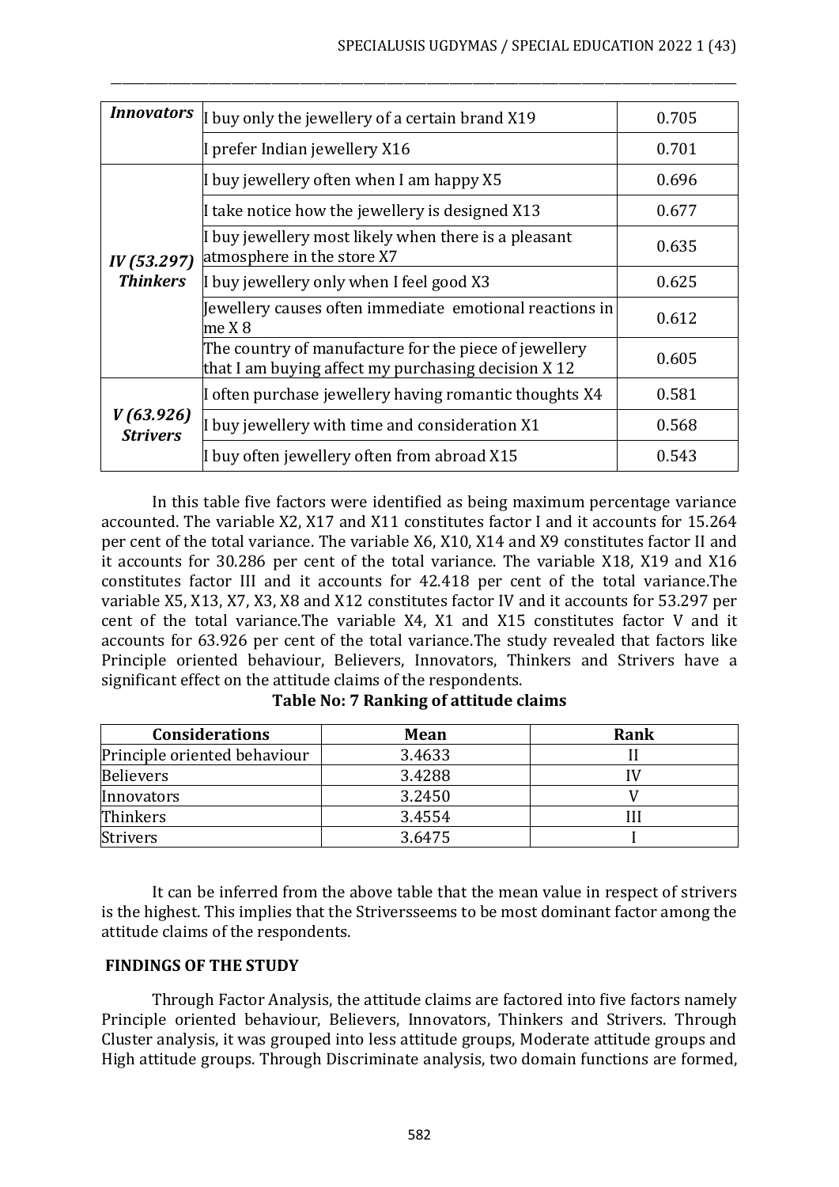| *Innovators* | I buy only the jewellery of a certain brand X19 | 0.705 |
|---|---|---|
| | I prefer Indian jewellery X16 | 0.701 |
| ***IV (53.297) Thinkers*** | I buy jewellery often when I am happy X5 | 0.696 |
| | I take notice how the jewellery is designed X13 | 0.677 |
| | I buy jewellery most likely when there is a pleasant atmosphere in the store X7 | 0.635 |
| | I buy jewellery only when I feel good X3 | 0.625 |
| | Jewellery causes often immediate emotional reactions in me X 8 | 0.612 |
| | The country of manufacture for the piece of jewellery that I am buying affect my purchasing decision X 12 | 0.605 |
| ***V (63.926) Strivers*** | I often purchase jewellery having romantic thoughts X4 | 0.581 |
| | I buy jewellery with time and consideration X1 | 0.568 |
| | I buy often jewellery often from abroad X15 | 0.543 |

In this table five factors were identified as being maximum percentage variance accounted. The variable X2, X17 and X11 constitutes factor I and it accounts for 15.264 per cent of the total variance. The variable X6, X10, X14 and X9 constitutes factor II and it accounts for 30.286 per cent of the total variance. The variable X18, X19 and X16 constitutes factor III and it accounts for 42.418 per cent of the total variance.The variable X5, X13, X7, X3, X8 and X12 constitutes factor IV and it accounts for 53.297 per cent of the total variance.The variable X4, X1 and X15 constitutes factor V and it accounts for 63.926 per cent of the total variance.The study revealed that factors like Principle oriented behaviour, Believers, Innovators, Thinkers and Strivers have a significant effect on the attitude claims of the respondents.

**Table No: 7 Ranking of attitude claims**

| Considerations | Mean | Rank |
|---|---|---|
| Principle oriented behaviour | 3.4633 | II |
| Believers | 3.4288 | IV |
| Innovators | 3.2450 | V |
| Thinkers | 3.4554 | III |
| Strivers | 3.6475 | I |

It can be inferred from the above table that the mean value in respect of strivers is the highest. This implies that the Striversseems to be most dominant factor among the attitude claims of the respondents.

## FINDINGS OF THE STUDY

Through Factor Analysis, the attitude claims are factored into five factors namely Principle oriented behaviour, Believers, Innovators, Thinkers and Strivers. Through Cluster analysis, it was grouped into less attitude groups, Moderate attitude groups and High attitude groups. Through Discriminate analysis, two domain functions are formed,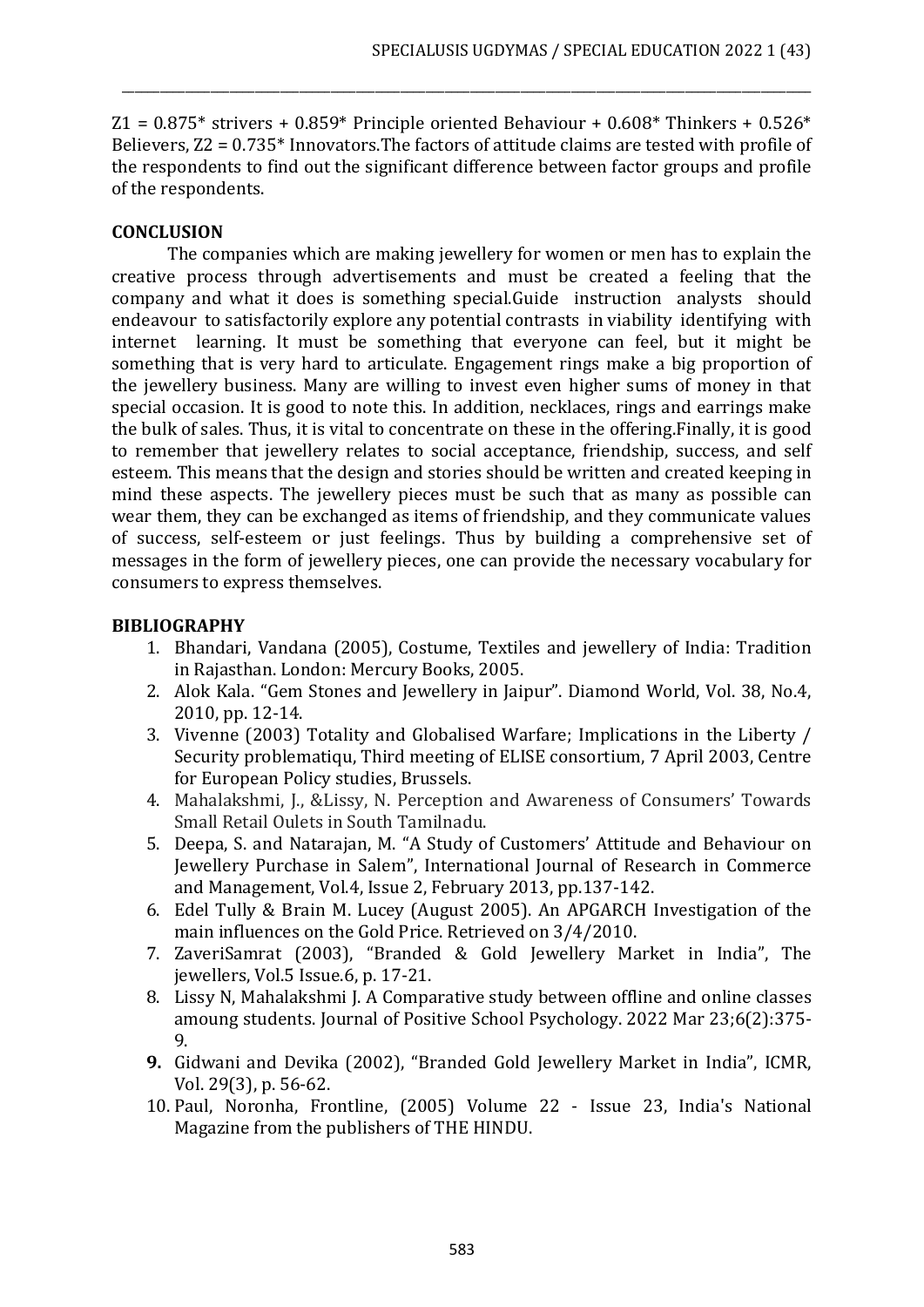$Z1 = 0.875^*$ strivers + $0.859^*$ Principle oriented Behaviour + $0.608^*$ Thinkers + $0.526^*$ Believers, $Z2 = 0.735^*$ Innovators.The factors of attitude claims are tested with profile of the respondents to find out the significant difference between factor groups and profile of the respondents.

## CONCLUSION

The companies which are making jewellery for women or men has to explain the creative process through advertisements and must be created a feeling that the company and what it does is something special.Guide instruction analysts should endeavour to satisfactorily explore any potential contrasts in viability identifying with internet learning. It must be something that everyone can feel, but it might be something that is very hard to articulate. Engagement rings make a big proportion of the jewellery business. Many are willing to invest even higher sums of money in that special occasion. It is good to note this. In addition, necklaces, rings and earrings make the bulk of sales. Thus, it is vital to concentrate on these in the offering.Finally, it is good to remember that jewellery relates to social acceptance, friendship, success, and self esteem. This means that the design and stories should be written and created keeping in mind these aspects. The jewellery pieces must be such that as many as possible can wear them, they can be exchanged as items of friendship, and they communicate values of success, self-esteem or just feelings. Thus by building a comprehensive set of messages in the form of jewellery pieces, one can provide the necessary vocabulary for consumers to express themselves.

## BIBLIOGRAPHY

1. Bhandari, Vandana (2005), Costume, Textiles and jewellery of India: Tradition in Rajasthan. London: Mercury Books, 2005.
2. Alok Kala. "Gem Stones and Jewellery in Jaipur". Diamond World, Vol. 38, No.4, 2010, pp. 12-14.
3. Vivenne (2003) Totality and Globalised Warfare; Implications in the Liberty / Security problematiqu, Third meeting of ELISE consortium, 7 April 2003, Centre for European Policy studies, Brussels.
4. Mahalakshmi, J., &Lissy, N. Perception and Awareness of Consumers' Towards Small Retail Oulets in South Tamilnadu.
5. Deepa, S. and Natarajan, M. "A Study of Customers' Attitude and Behaviour on Jewellery Purchase in Salem", International Journal of Research in Commerce and Management, Vol.4, Issue 2, February 2013, pp.137-142.
6. Edel Tully & Brain M. Lucey (August 2005). An APGARCH Investigation of the main influences on the Gold Price. Retrieved on 3/4/2010.
7. ZaveriSamrat (2003), "Branded & Gold Jewellery Market in India", The jewellers, Vol.5 Issue.6, p. 17-21.
8. Lissy N, Mahalakshmi J. A Comparative study between offline and online classes amoung students. Journal of Positive School Psychology. 2022 Mar 23;6(2):375-9.
9. Gidwani and Devika (2002), "Branded Gold Jewellery Market in India", ICMR, Vol. 29(3), p. 56-62.
10. Paul, Noronha, Frontline, (2005) Volume 22 - Issue 23, India's National Magazine from the publishers of THE HINDU.